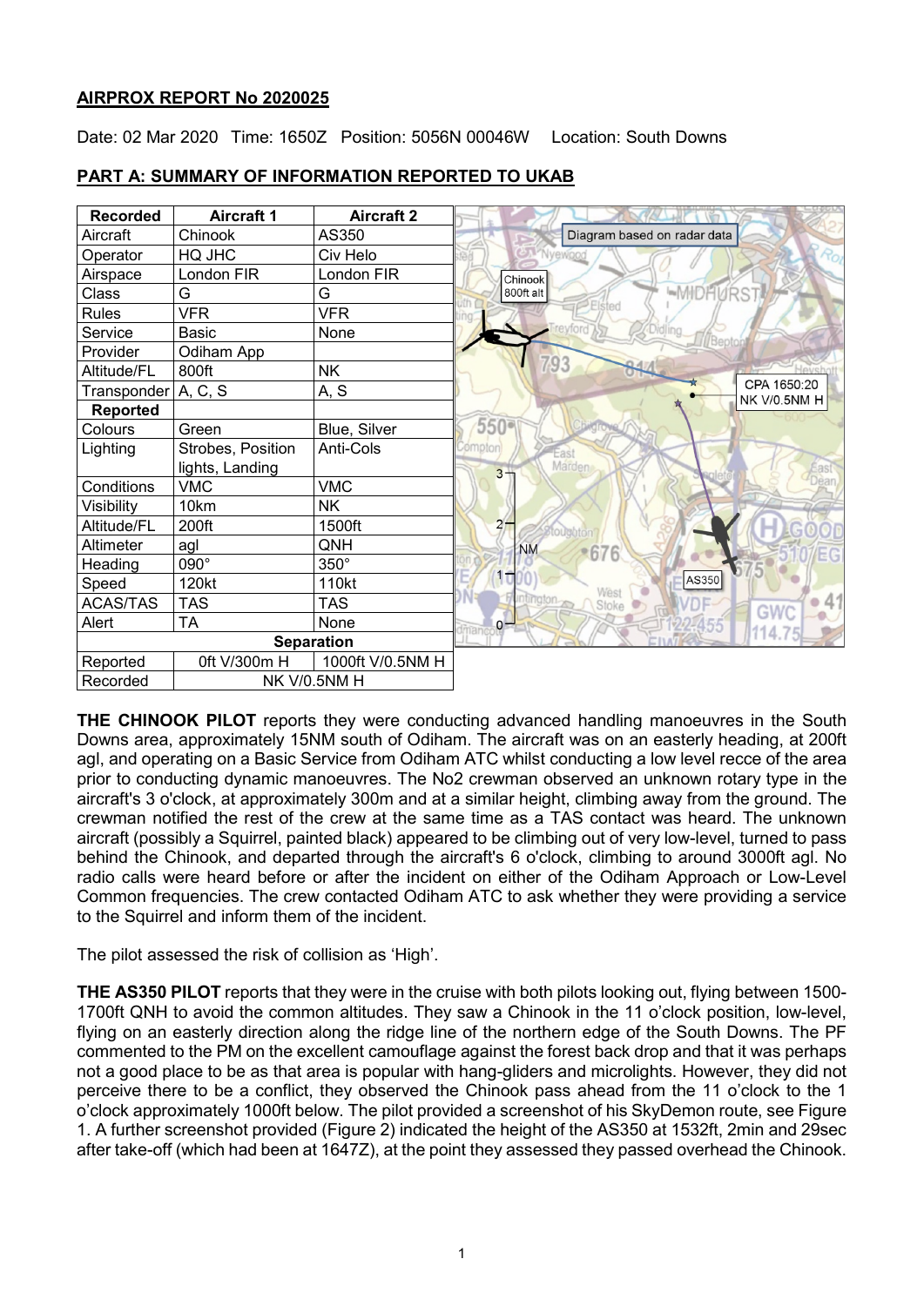**AIRPROX REPORT No 2020025**

Date: 02 Mar 2020 Time: 1650Z Position: 5056N 00046W Location: South Downs

**PART A: SUMMARY OF INFORMATION REPORTED TO UKAB**

| Recorded | Aircraft 1 | Aircraft 2 |
|---|---|---|
| Aircraft | Chinook | AS350 |
| Operator | HQ JHC | Civ Helo |
| Airspace | London FIR | London FIR |
| Class | G | G |
| Rules | VFR | VFR |
| Service | Basic | None |
| Provider | Odiham App | |
| Altitude/FL | 800ft | NK |
| Transponder | A, C, S | A, S |
| **Reported** | | |
| Colours | Green | Blue, Silver |
| Lighting | Strobes, Position lights, Landing | Anti-Cols |
| Conditions | VMC | VMC |
| Visibility | 10km | NK |
| Altitude/FL | 200ft | 1500ft |
| Altimeter | agl | QNH |
| Heading | 090° | 350° |
| Speed | 120kt | 110kt |
| ACAS/TAS | TAS | TAS |
| Alert | TA | None |
| **Separation** | | |
| Reported | 0ft V/300m H | 1000ft V/0.5NM H |
| Recorded | NK V/0.5NM H | |

**THE CHINOOK PILOT** reports they were conducting advanced handling manoeuvres in the South Downs area, approximately 15NM south of Odiham. The aircraft was on an easterly heading, at 200ft agl, and operating on a Basic Service from Odiham ATC whilst conducting a low level recce of the area prior to conducting dynamic manoeuvres. The No2 crewman observed an unknown rotary type in the aircraft's 3 o'clock, at approximately 300m and at a similar height, climbing away from the ground. The crewman notified the rest of the crew at the same time as a TAS contact was heard. The unknown aircraft (possibly a Squirrel, painted black) appeared to be climbing out of very low-level, turned to pass behind the Chinook, and departed through the aircraft's 6 o'clock, climbing to around 3000ft agl. No radio calls were heard before or after the incident on either of the Odiham Approach or Low-Level Common frequencies. The crew contacted Odiham ATC to ask whether they were providing a service to the Squirrel and inform them of the incident.

The pilot assessed the risk of collision as 'High'.

**THE AS350 PILOT** reports that they were in the cruise with both pilots looking out, flying between 1500-1700ft QNH to avoid the common altitudes. They saw a Chinook in the 11 o'clock position, low-level, flying on an easterly direction along the ridge line of the northern edge of the South Downs. The PF commented to the PM on the excellent camouflage against the forest back drop and that it was perhaps not a good place to be as that area is popular with hang-gliders and microlights. However, they did not perceive there to be a conflict, they observed the Chinook pass ahead from the 11 o'clock to the 1 o'clock approximately 1000ft below. The pilot provided a screenshot of his SkyDemon route, see Figure 1. A further screenshot provided (Figure 2) indicated the height of the AS350 at 1532ft, 2min and 29sec after take-off (which had been at 1647Z), at the point they assessed they passed overhead the Chinook.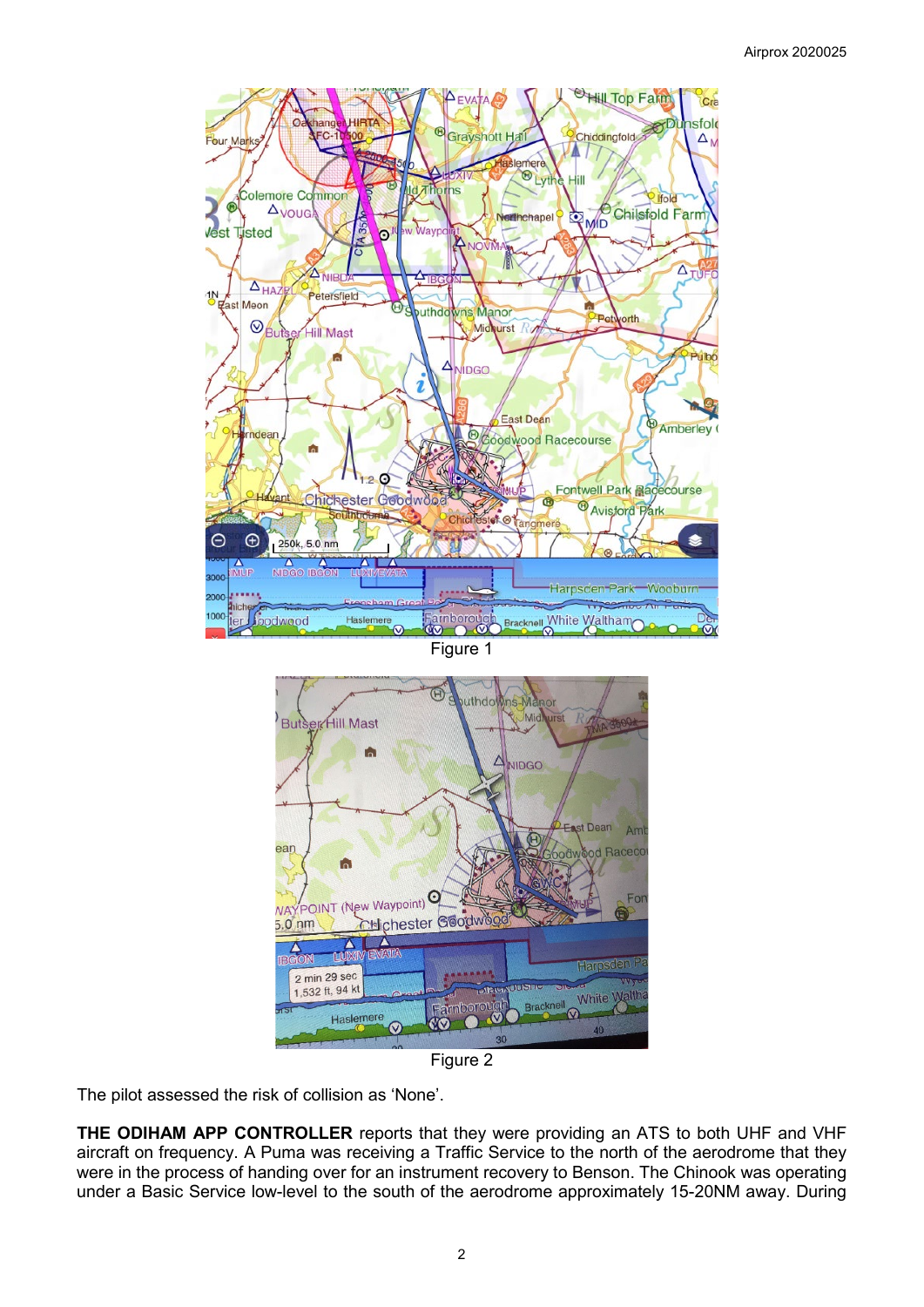Figure 1

Figure 2

The pilot assessed the risk of collision as 'None'.

**THE ODIHAM APP CONTROLLER** reports that they were providing an ATS to both UHF and VHF aircraft on frequency. A Puma was receiving a Traffic Service to the north of the aerodrome that they were in the process of handing over for an instrument recovery to Benson. The Chinook was operating under a Basic Service low-level to the south of the aerodrome approximately 15-20NM away. During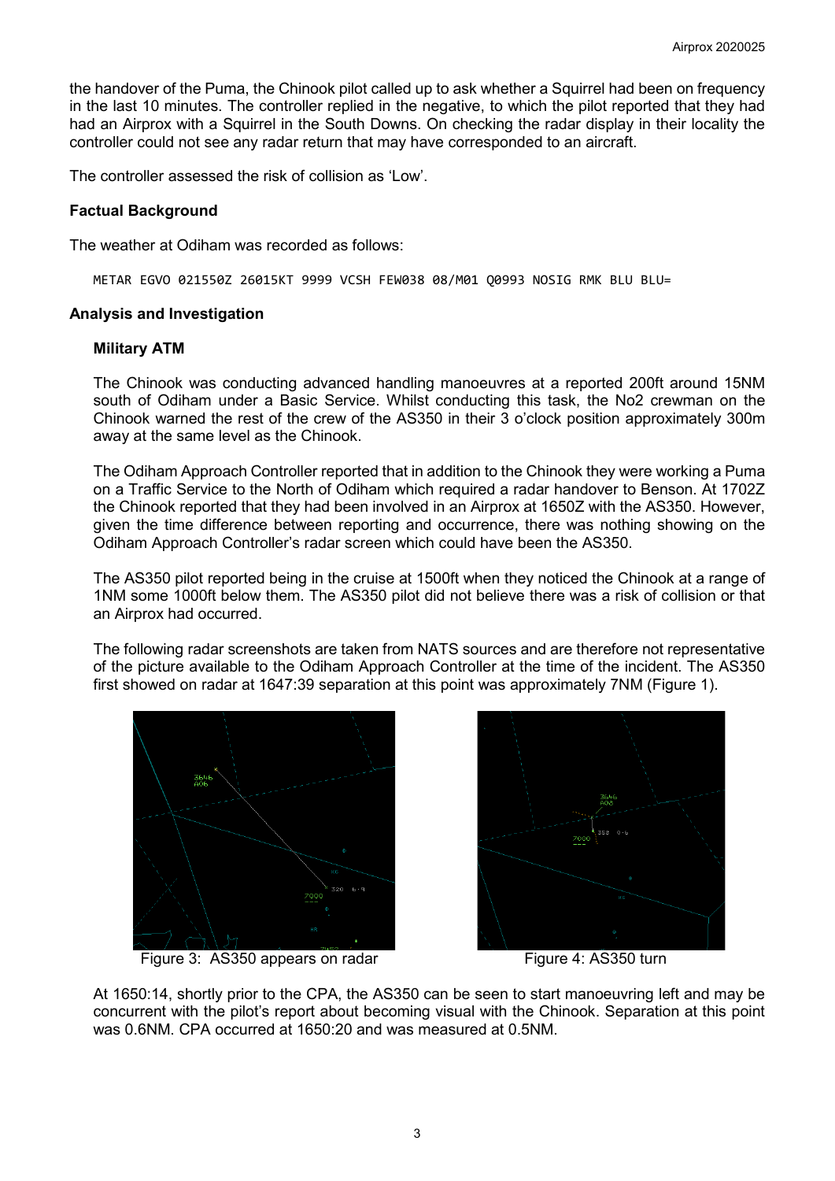the handover of the Puma, the Chinook pilot called up to ask whether a Squirrel had been on frequency in the last 10 minutes. The controller replied in the negative, to which the pilot reported that they had had an Airprox with a Squirrel in the South Downs. On checking the radar display in their locality the controller could not see any radar return that may have corresponded to an aircraft.

The controller assessed the risk of collision as 'Low'.

### Factual Background

The weather at Odiham was recorded as follows:

```
METAR EGVO 021550Z 26015KT 9999 VCSH FEW038 08/M01 Q0993 NOSIG RMK BLU BLU=
```

### Analysis and Investigation

#### Military ATM

The Chinook was conducting advanced handling manoeuvres at a reported 200ft around 15NM south of Odiham under a Basic Service. Whilst conducting this task, the No2 crewman on the Chinook warned the rest of the crew of the AS350 in their 3 o'clock position approximately 300m away at the same level as the Chinook.

The Odiham Approach Controller reported that in addition to the Chinook they were working a Puma on a Traffic Service to the North of Odiham which required a radar handover to Benson. At 1702Z the Chinook reported that they had been involved in an Airprox at 1650Z with the AS350. However, given the time difference between reporting and occurrence, there was nothing showing on the Odiham Approach Controller's radar screen which could have been the AS350.

The AS350 pilot reported being in the cruise at 1500ft when they noticed the Chinook at a range of 1NM some 1000ft below them. The AS350 pilot did not believe there was a risk of collision or that an Airprox had occurred.

The following radar screenshots are taken from NATS sources and are therefore not representative of the picture available to the Odiham Approach Controller at the time of the incident. The AS350 first showed on radar at 1647:39 separation at this point was approximately 7NM (Figure 1).

Figure 3: AS350 appears on radar

Figure 4: AS350 turn

At 1650:14, shortly prior to the CPA, the AS350 can be seen to start manoeuvring left and may be concurrent with the pilot's report about becoming visual with the Chinook. Separation at this point was 0.6NM. CPA occurred at 1650:20 and was measured at 0.5NM.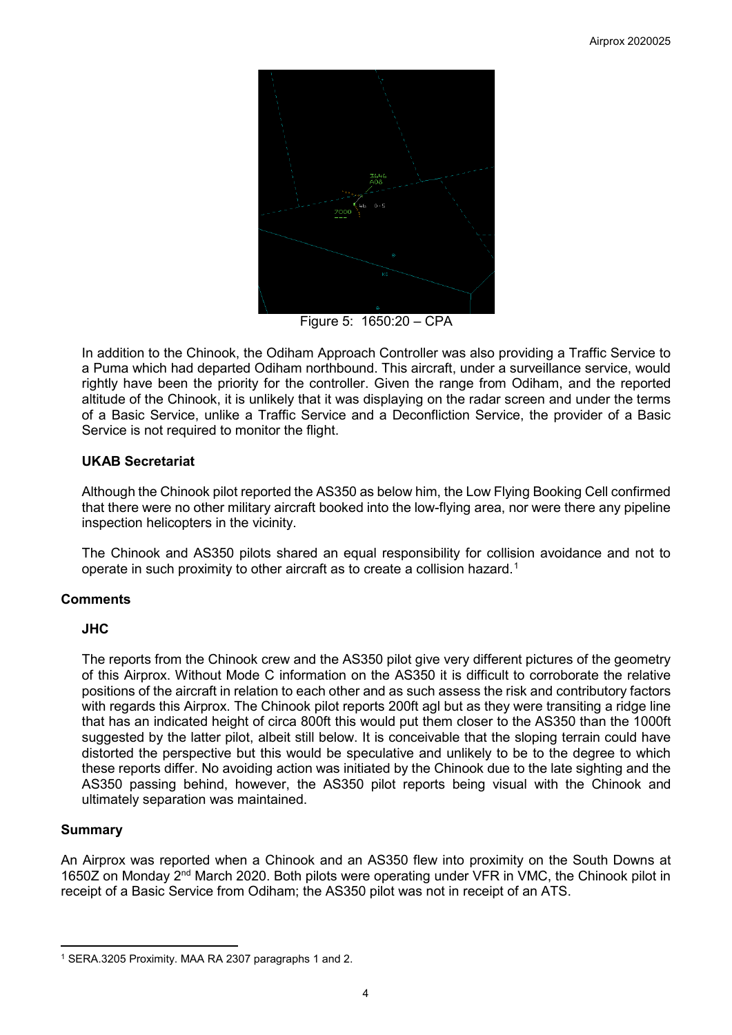Figure 5: 1650:20 – CPA

In addition to the Chinook, the Odiham Approach Controller was also providing a Traffic Service to a Puma which had departed Odiham northbound. This aircraft, under a surveillance service, would rightly have been the priority for the controller. Given the range from Odiham, and the reported altitude of the Chinook, it is unlikely that it was displaying on the radar screen and under the terms of a Basic Service, unlike a Traffic Service and a Deconfliction Service, the provider of a Basic Service is not required to monitor the flight.

### UKAB Secretariat

Although the Chinook pilot reported the AS350 as below him, the Low Flying Booking Cell confirmed that there were no other military aircraft booked into the low-flying area, nor were there any pipeline inspection helicopters in the vicinity.

The Chinook and AS350 pilots shared an equal responsibility for collision avoidance and not to operate in such proximity to other aircraft as to create a collision hazard.[1]

## Comments

### JHC

The reports from the Chinook crew and the AS350 pilot give very different pictures of the geometry of this Airprox. Without Mode C information on the AS350 it is difficult to corroborate the relative positions of the aircraft in relation to each other and as such assess the risk and contributory factors with regards this Airprox. The Chinook pilot reports 200ft agl but as they were transiting a ridge line that has an indicated height of circa 800ft this would put them closer to the AS350 than the 1000ft suggested by the latter pilot, albeit still below. It is conceivable that the sloping terrain could have distorted the perspective but this would be speculative and unlikely to be to the degree to which these reports differ. No avoiding action was initiated by the Chinook due to the late sighting and the AS350 passing behind, however, the AS350 pilot reports being visual with the Chinook and ultimately separation was maintained.

## Summary

An Airprox was reported when a Chinook and an AS350 flew into proximity on the South Downs at 1650Z on Monday 2nd March 2020. Both pilots were operating under VFR in VMC, the Chinook pilot in receipt of a Basic Service from Odiham; the AS350 pilot was not in receipt of an ATS.

[1] SERA.3205 Proximity. MAA RA 2307 paragraphs 1 and 2.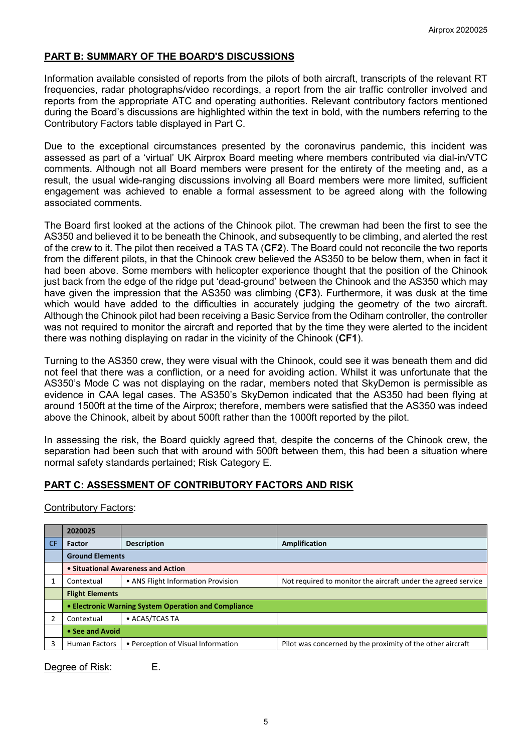## PART B: SUMMARY OF THE BOARD'S DISCUSSIONS

Information available consisted of reports from the pilots of both aircraft, transcripts of the relevant RT frequencies, radar photographs/video recordings, a report from the air traffic controller involved and reports from the appropriate ATC and operating authorities. Relevant contributory factors mentioned during the Board's discussions are highlighted within the text in bold, with the numbers referring to the Contributory Factors table displayed in Part C.

Due to the exceptional circumstances presented by the coronavirus pandemic, this incident was assessed as part of a 'virtual' UK Airprox Board meeting where members contributed via dial-in/VTC comments. Although not all Board members were present for the entirety of the meeting and, as a result, the usual wide-ranging discussions involving all Board members were more limited, sufficient engagement was achieved to enable a formal assessment to be agreed along with the following associated comments.

The Board first looked at the actions of the Chinook pilot. The crewman had been the first to see the AS350 and believed it to be beneath the Chinook, and subsequently to be climbing, and alerted the rest of the crew to it. The pilot then received a TAS TA (**CF2**). The Board could not reconcile the two reports from the different pilots, in that the Chinook crew believed the AS350 to be below them, when in fact it had been above. Some members with helicopter experience thought that the position of the Chinook just back from the edge of the ridge put 'dead-ground' between the Chinook and the AS350 which may have given the impression that the AS350 was climbing (**CF3**). Furthermore, it was dusk at the time which would have added to the difficulties in accurately judging the geometry of the two aircraft. Although the Chinook pilot had been receiving a Basic Service from the Odiham controller, the controller was not required to monitor the aircraft and reported that by the time they were alerted to the incident there was nothing displaying on radar in the vicinity of the Chinook (**CF1**).

Turning to the AS350 crew, they were visual with the Chinook, could see it was beneath them and did not feel that there was a confliction, or a need for avoiding action. Whilst it was unfortunate that the AS350's Mode C was not displaying on the radar, members noted that SkyDemon is permissible as evidence in CAA legal cases. The AS350's SkyDemon indicated that the AS350 had been flying at around 1500ft at the time of the Airprox; therefore, members were satisfied that the AS350 was indeed above the Chinook, albeit by about 500ft rather than the 1000ft reported by the pilot.

In assessing the risk, the Board quickly agreed that, despite the concerns of the Chinook crew, the separation had been such that with around with 500ft between them, this had been a situation where normal safety standards pertained; Risk Category E.

## PART C: ASSESSMENT OF CONTRIBUTORY FACTORS AND RISK

Contributory Factors:

| | 2020025 | | |
|---|---|---|---|
| CF | Factor | Description | Amplification |
| | **Ground Elements** | | |
| | **• Situational Awareness and Action** | | |
| 1 | Contextual | • ANS Flight Information Provision | Not required to monitor the aircraft under the agreed service |
| | **Flight Elements** | | |
| | **• Electronic Warning System Operation and Compliance** | | |
| 2 | Contextual | • ACAS/TCAS TA | |
| | **• See and Avoid** | | |
| 3 | Human Factors | • Perception of Visual Information | Pilot was concerned by the proximity of the other aircraft |

Degree of Risk: E.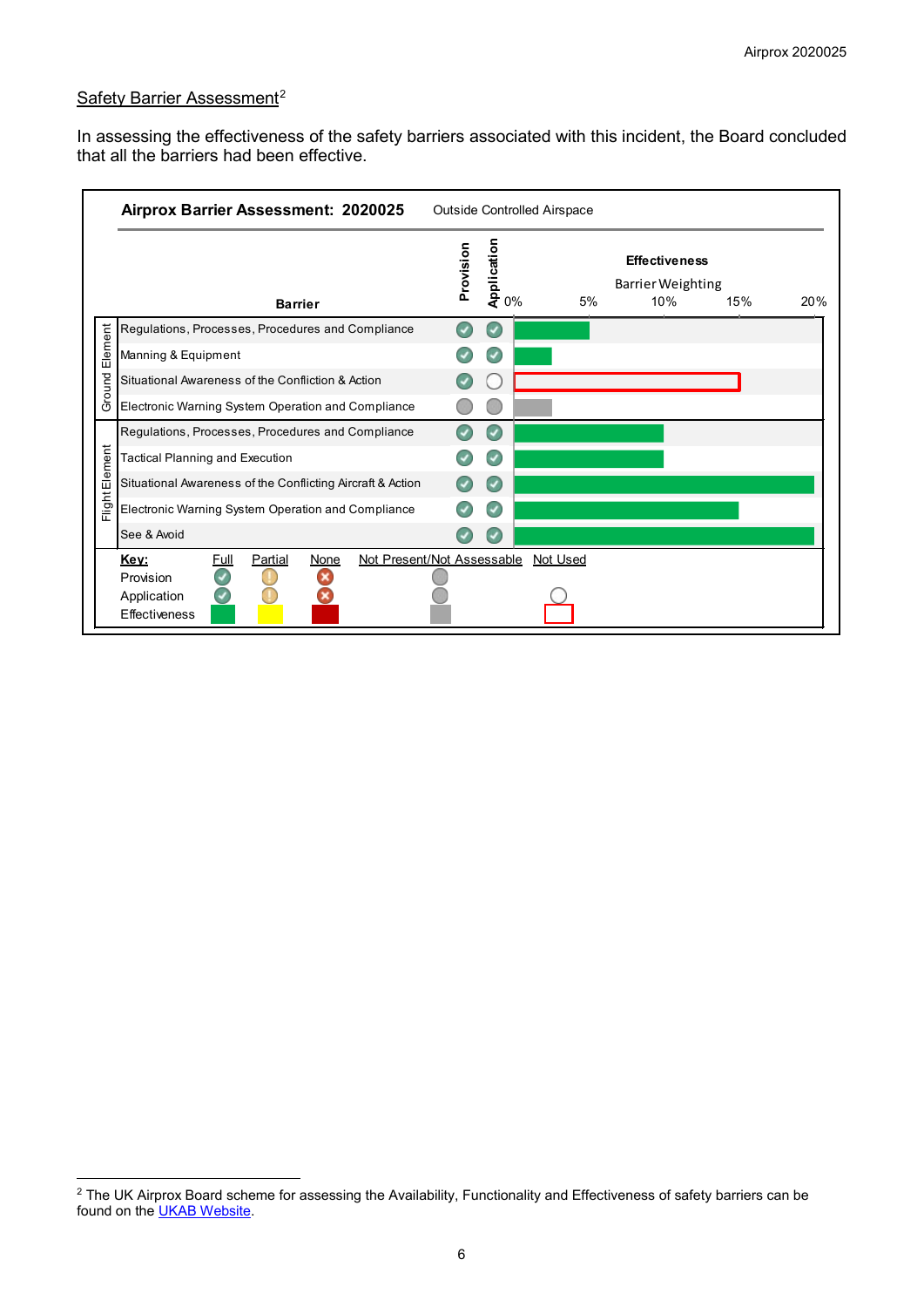## Safety Barrier Assessment[2]

In assessing the effectiveness of the safety barriers associated with this incident, the Board concluded that all the barriers had been effective.

**Airprox Barrier Assessment: 2020025** Outside Controlled Airspace

Barrier

Provision

Application

Effectiveness

Barrier Weighting

0% 5% 10% 15% 20%

Ground Element

Regulations, Processes, Procedures and Compliance

Manning & Equipment

Situational Awareness of the Confliction & Action

Electronic Warning System Operation and Compliance

Flight Element

Regulations, Processes, Procedures and Compliance

Tactical Planning and Execution

Situational Awareness of the Conflicting Aircraft & Action

Electronic Warning System Operation and Compliance

See & Avoid

**Key:** Full Partial None Not Present/Not Assessable Not Used

Provision

Application

Effectiveness

---

[2] The UK Airprox Board scheme for assessing the Availability, Functionality and Effectiveness of safety barriers can be found on the UKAB Website.